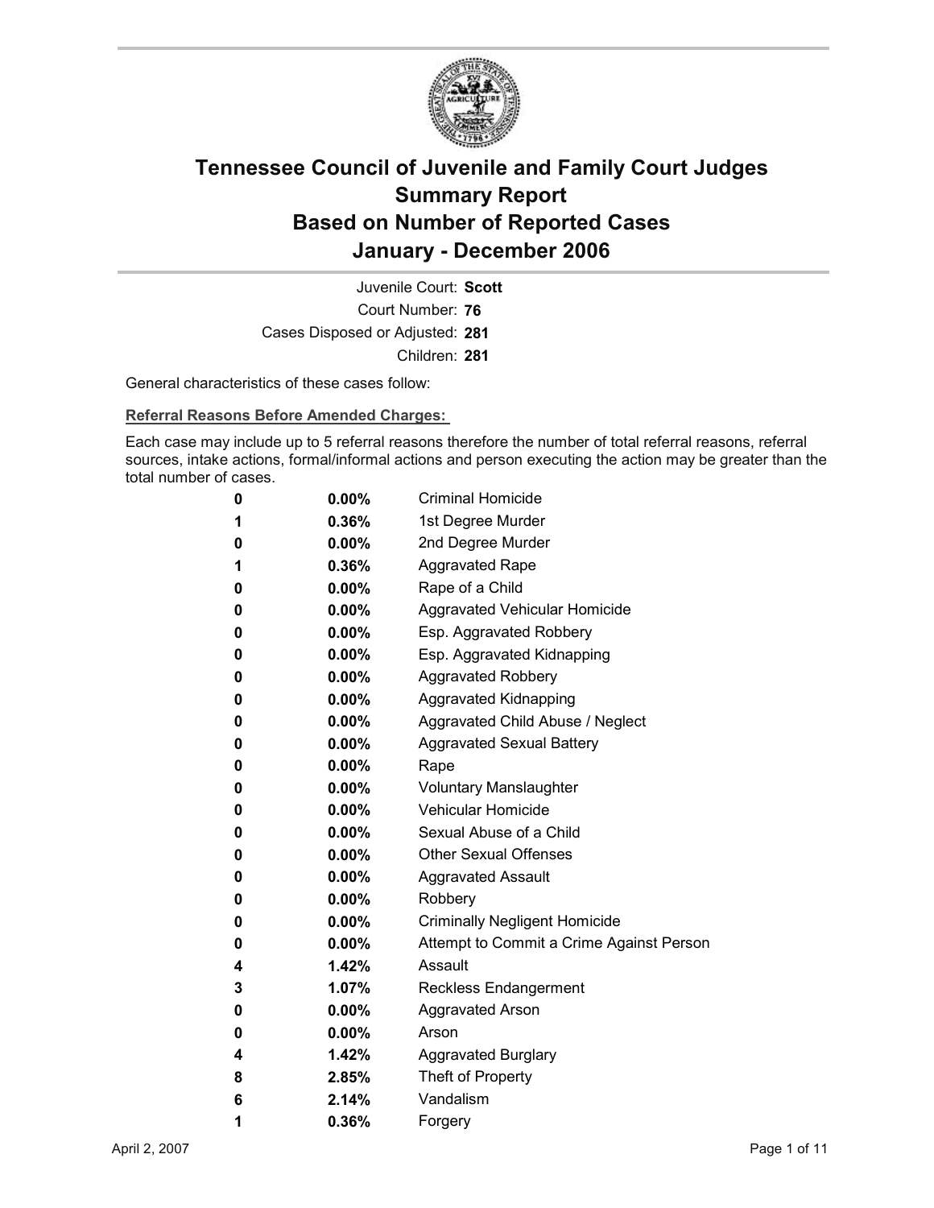# Tennessee Council of Juvenile and Family Court Judges
## Summary Report
## Based on Number of Reported Cases
## January - December 2006

Juvenile Court: **Scott**
Court Number: **76**
Cases Disposed or Adjusted: **281**
Children: **281**

General characteristics of these cases follow:

**Referral Reasons Before Amended Charges:**

Each case may include up to 5 referral reasons therefore the number of total referral reasons, referral sources, intake actions, formal/informal actions and person executing the action may be greater than the total number of cases.

| | | |
|---|---|---|
| 0 | 0.00% | Criminal Homicide |
| 1 | 0.36% | 1st Degree Murder |
| 0 | 0.00% | 2nd Degree Murder |
| 1 | 0.36% | Aggravated Rape |
| 0 | 0.00% | Rape of a Child |
| 0 | 0.00% | Aggravated Vehicular Homicide |
| 0 | 0.00% | Esp. Aggravated Robbery |
| 0 | 0.00% | Esp. Aggravated Kidnapping |
| 0 | 0.00% | Aggravated Robbery |
| 0 | 0.00% | Aggravated Kidnapping |
| 0 | 0.00% | Aggravated Child Abuse / Neglect |
| 0 | 0.00% | Aggravated Sexual Battery |
| 0 | 0.00% | Rape |
| 0 | 0.00% | Voluntary Manslaughter |
| 0 | 0.00% | Vehicular Homicide |
| 0 | 0.00% | Sexual Abuse of a Child |
| 0 | 0.00% | Other Sexual Offenses |
| 0 | 0.00% | Aggravated Assault |
| 0 | 0.00% | Robbery |
| 0 | 0.00% | Criminally Negligent Homicide |
| 0 | 0.00% | Attempt to Commit a Crime Against Person |
| 4 | 1.42% | Assault |
| 3 | 1.07% | Reckless Endangerment |
| 0 | 0.00% | Aggravated Arson |
| 0 | 0.00% | Arson |
| 4 | 1.42% | Aggravated Burglary |
| 8 | 2.85% | Theft of Property |
| 6 | 2.14% | Vandalism |
| 1 | 0.36% | Forgery |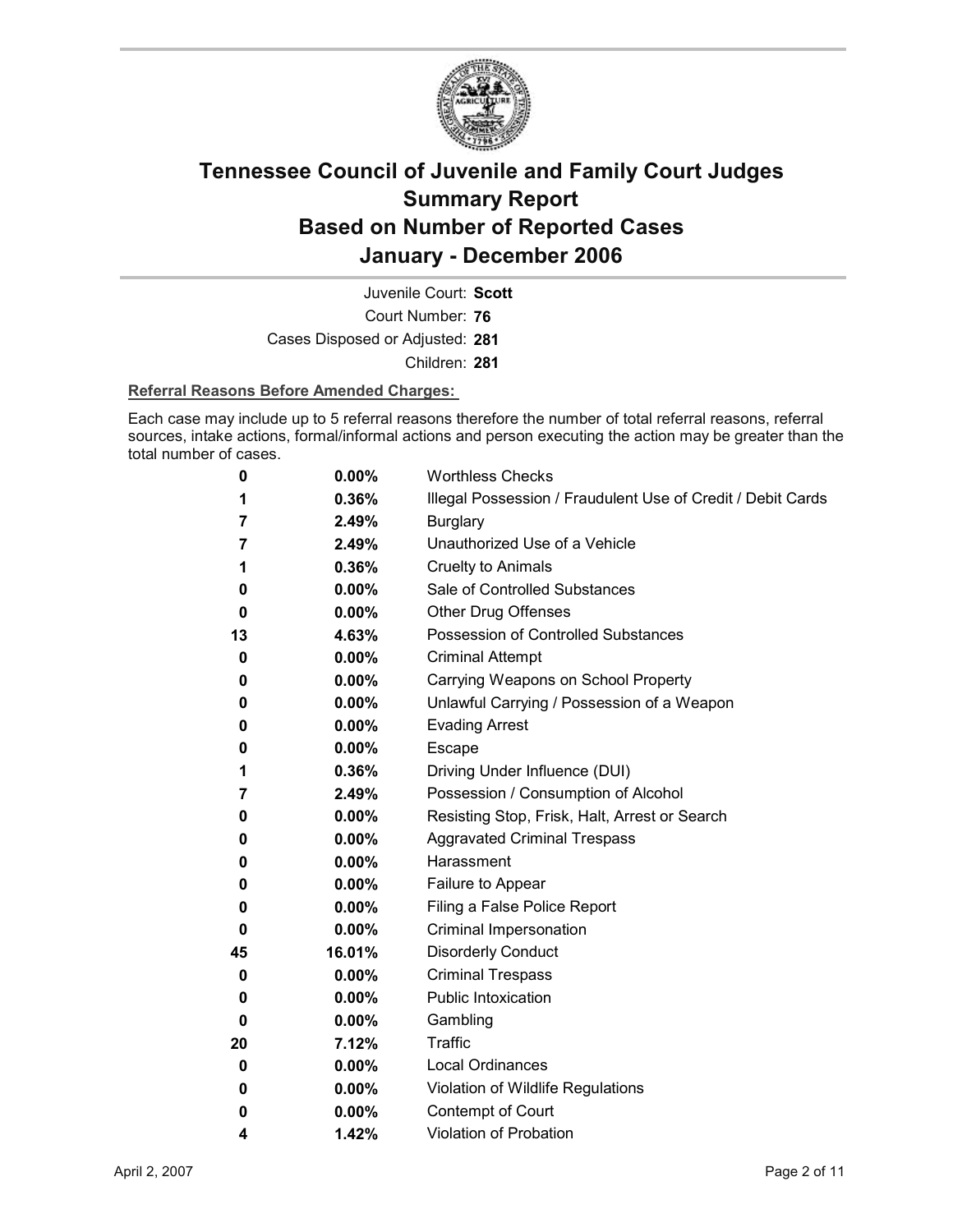# Tennessee Council of Juvenile and Family Court Judges
# Summary Report
# Based on Number of Reported Cases
# January - December 2006

Juvenile Court: **Scott**

Court Number: **76**

Cases Disposed or Adjusted: **281**

Children: **281**

**Referral Reasons Before Amended Charges:**

Each case may include up to 5 referral reasons therefore the number of total referral reasons, referral sources, intake actions, formal/informal actions and person executing the action may be greater than the total number of cases.

| | | |
|---|---|---|
| 0 | 0.00% | Worthless Checks |
| 1 | 0.36% | Illegal Possession / Fraudulent Use of Credit / Debit Cards |
| 7 | 2.49% | Burglary |
| 7 | 2.49% | Unauthorized Use of a Vehicle |
| 1 | 0.36% | Cruelty to Animals |
| 0 | 0.00% | Sale of Controlled Substances |
| 0 | 0.00% | Other Drug Offenses |
| 13 | 4.63% | Possession of Controlled Substances |
| 0 | 0.00% | Criminal Attempt |
| 0 | 0.00% | Carrying Weapons on School Property |
| 0 | 0.00% | Unlawful Carrying / Possession of a Weapon |
| 0 | 0.00% | Evading Arrest |
| 0 | 0.00% | Escape |
| 1 | 0.36% | Driving Under Influence (DUI) |
| 7 | 2.49% | Possession / Consumption of Alcohol |
| 0 | 0.00% | Resisting Stop, Frisk, Halt, Arrest or Search |
| 0 | 0.00% | Aggravated Criminal Trespass |
| 0 | 0.00% | Harassment |
| 0 | 0.00% | Failure to Appear |
| 0 | 0.00% | Filing a False Police Report |
| 0 | 0.00% | Criminal Impersonation |
| 45 | 16.01% | Disorderly Conduct |
| 0 | 0.00% | Criminal Trespass |
| 0 | 0.00% | Public Intoxication |
| 0 | 0.00% | Gambling |
| 20 | 7.12% | Traffic |
| 0 | 0.00% | Local Ordinances |
| 0 | 0.00% | Violation of Wildlife Regulations |
| 0 | 0.00% | Contempt of Court |
| 4 | 1.42% | Violation of Probation |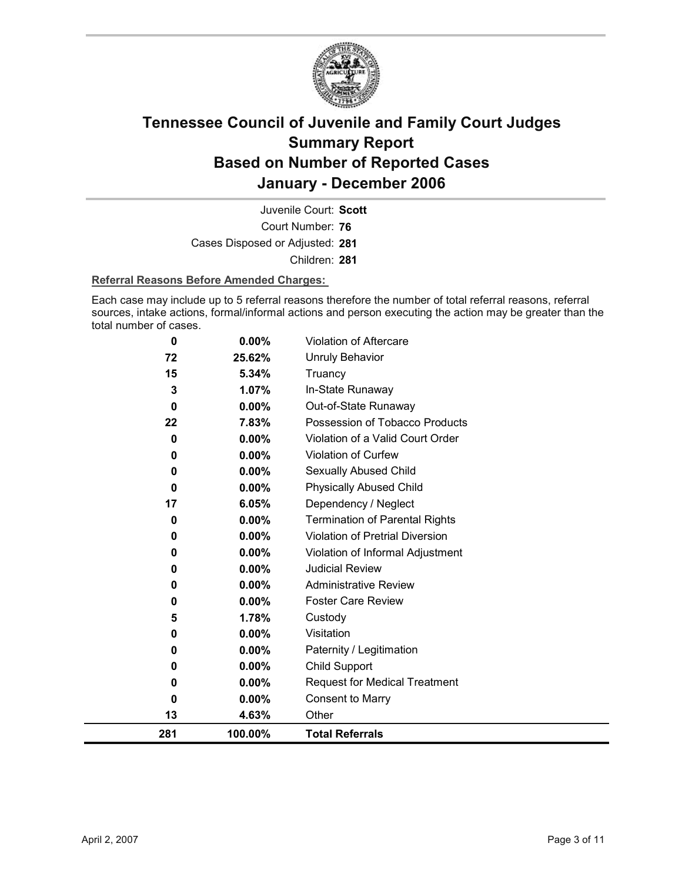# Tennessee Council of Juvenile and Family Court Judges Summary Report Based on Number of Reported Cases January - December 2006

Juvenile Court: **Scott**

Court Number: **76**

Cases Disposed or Adjusted: **281**

Children: **281**

**Referral Reasons Before Amended Charges:**

Each case may include up to 5 referral reasons therefore the number of total referral reasons, referral sources, intake actions, formal/informal actions and person executing the action may be greater than the total number of cases.

| | | |
|---|---|---|
| 0 | 0.00% | Violation of Aftercare |
| 72 | 25.62% | Unruly Behavior |
| 15 | 5.34% | Truancy |
| 3 | 1.07% | In-State Runaway |
| 0 | 0.00% | Out-of-State Runaway |
| 22 | 7.83% | Possession of Tobacco Products |
| 0 | 0.00% | Violation of a Valid Court Order |
| 0 | 0.00% | Violation of Curfew |
| 0 | 0.00% | Sexually Abused Child |
| 0 | 0.00% | Physically Abused Child |
| 17 | 6.05% | Dependency / Neglect |
| 0 | 0.00% | Termination of Parental Rights |
| 0 | 0.00% | Violation of Pretrial Diversion |
| 0 | 0.00% | Violation of Informal Adjustment |
| 0 | 0.00% | Judicial Review |
| 0 | 0.00% | Administrative Review |
| 0 | 0.00% | Foster Care Review |
| 5 | 1.78% | Custody |
| 0 | 0.00% | Visitation |
| 0 | 0.00% | Paternity / Legitimation |
| 0 | 0.00% | Child Support |
| 0 | 0.00% | Request for Medical Treatment |
| 0 | 0.00% | Consent to Marry |
| 13 | 4.63% | Other |
| **281** | **100.00%** | **Total Referrals** |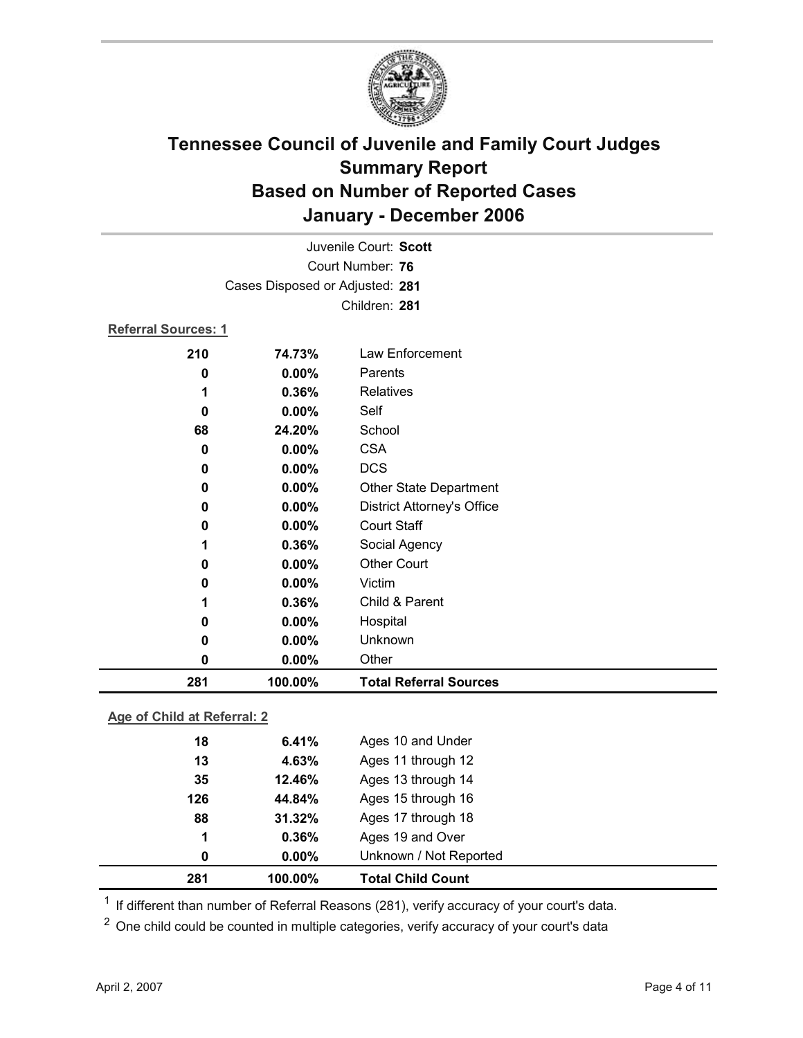# Tennessee Council of Juvenile and Family Court Judges
# Summary Report
# Based on Number of Reported Cases
# January - December 2006

Juvenile Court: **Scott**

Court Number: **76**

Cases Disposed or Adjusted: **281**

Children: **281**

**Referral Sources: 1**

| Count | Percent | Source |
|---|---|---|
| 210 | 74.73% | Law Enforcement |
| 0 | 0.00% | Parents |
| 1 | 0.36% | Relatives |
| 0 | 0.00% | Self |
| 68 | 24.20% | School |
| 0 | 0.00% | CSA |
| 0 | 0.00% | DCS |
| 0 | 0.00% | Other State Department |
| 0 | 0.00% | District Attorney's Office |
| 0 | 0.00% | Court Staff |
| 1 | 0.36% | Social Agency |
| 0 | 0.00% | Other Court |
| 0 | 0.00% | Victim |
| 1 | 0.36% | Child & Parent |
| 0 | 0.00% | Hospital |
| 0 | 0.00% | Unknown |
| 0 | 0.00% | Other |
| **281** | **100.00%** | **Total Referral Sources** |

**Age of Child at Referral: 2**

| Count | Percent | Age |
|---|---|---|
| 18 | 6.41% | Ages 10 and Under |
| 13 | 4.63% | Ages 11 through 12 |
| 35 | 12.46% | Ages 13 through 14 |
| 126 | 44.84% | Ages 15 through 16 |
| 88 | 31.32% | Ages 17 through 18 |
| 1 | 0.36% | Ages 19 and Over |
| 0 | 0.00% | Unknown / Not Reported |
| **281** | **100.00%** | **Total Child Count** |

[1] If different than number of Referral Reasons (281), verify accuracy of your court's data.

[2] One child could be counted in multiple categories, verify accuracy of your court's data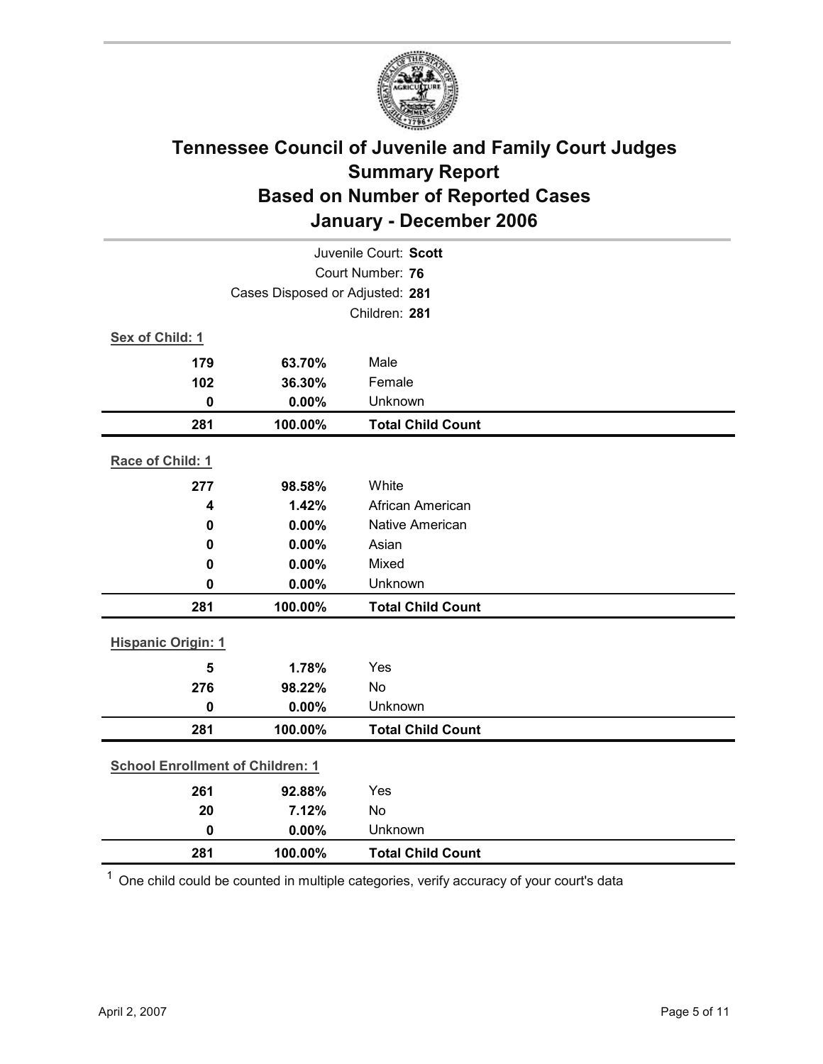# Tennessee Council of Juvenile and Family Court Judges
## Summary Report
## Based on Number of Reported Cases
## January - December 2006

Juvenile Court: **Scott**

Court Number: **76**

Cases Disposed or Adjusted: **281**

Children: **281**

**Sex of Child: 1**

| | | |
|---|---|---|
| 179 | 63.70% | Male |
| 102 | 36.30% | Female |
| 0 | 0.00% | Unknown |
| **281** | **100.00%** | **Total Child Count** |

**Race of Child: 1**

| | | |
|---|---|---|
| 277 | 98.58% | White |
| 4 | 1.42% | African American |
| 0 | 0.00% | Native American |
| 0 | 0.00% | Asian |
| 0 | 0.00% | Mixed |
| 0 | 0.00% | Unknown |
| **281** | **100.00%** | **Total Child Count** |

**Hispanic Origin: 1**

| | | |
|---|---|---|
| 5 | 1.78% | Yes |
| 276 | 98.22% | No |
| 0 | 0.00% | Unknown |
| **281** | **100.00%** | **Total Child Count** |

**School Enrollment of Children: 1**

| | | |
|---|---|---|
| 261 | 92.88% | Yes |
| 20 | 7.12% | No |
| 0 | 0.00% | Unknown |
| **281** | **100.00%** | **Total Child Count** |

[1] One child could be counted in multiple categories, verify accuracy of your court's data

April 2, 2007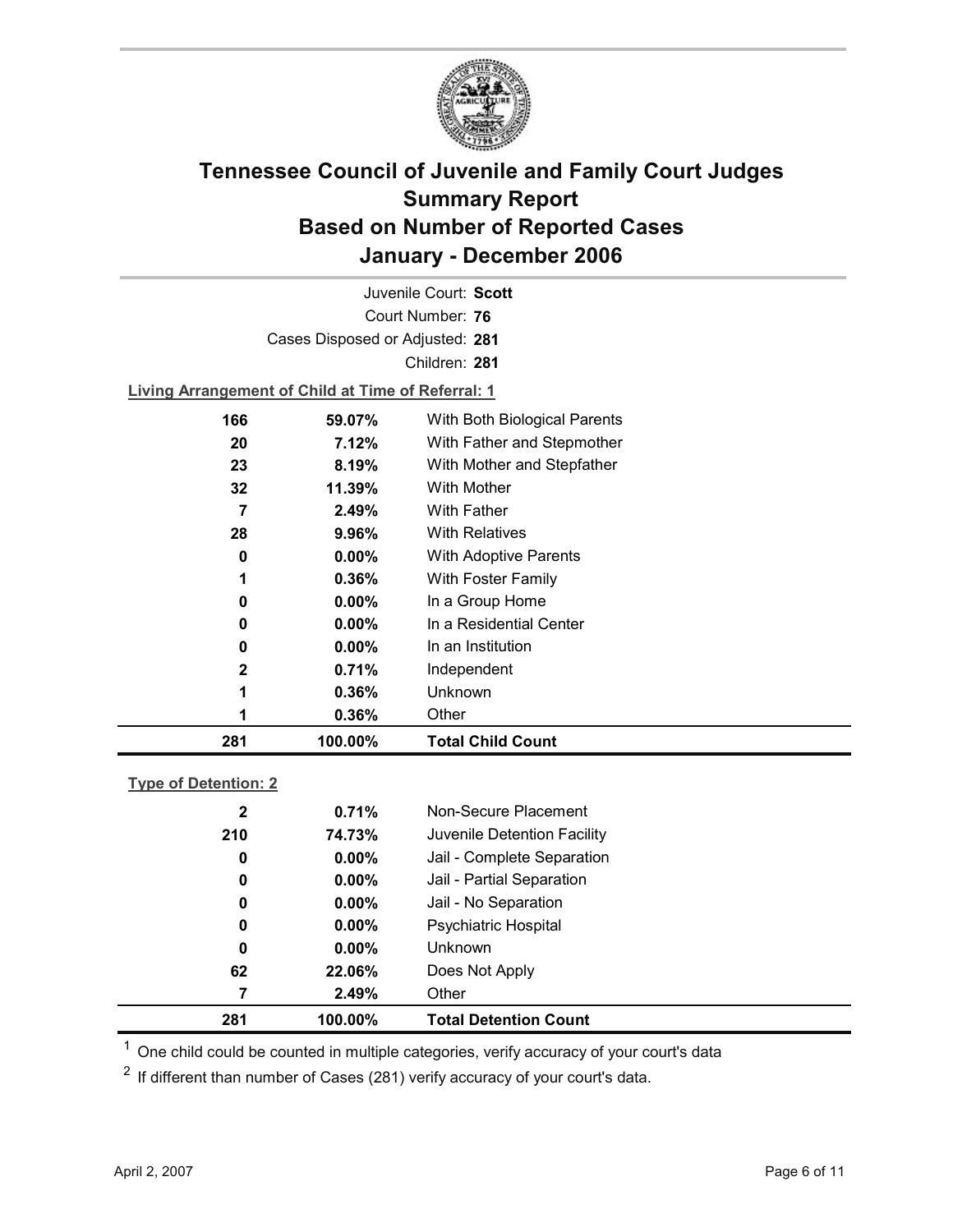# Tennessee Council of Juvenile and Family Court Judges
## Summary Report
## Based on Number of Reported Cases
## January - December 2006

Juvenile Court: **Scott**

Court Number: **76**

Cases Disposed or Adjusted: **281**

Children: **281**

**Living Arrangement of Child at Time of Referral: 1**

| Count | Percent | Category |
|---|---|---|
| 166 | 59.07% | With Both Biological Parents |
| 20 | 7.12% | With Father and Stepmother |
| 23 | 8.19% | With Mother and Stepfather |
| 32 | 11.39% | With Mother |
| 7 | 2.49% | With Father |
| 28 | 9.96% | With Relatives |
| 0 | 0.00% | With Adoptive Parents |
| 1 | 0.36% | With Foster Family |
| 0 | 0.00% | In a Group Home |
| 0 | 0.00% | In a Residential Center |
| 0 | 0.00% | In an Institution |
| 2 | 0.71% | Independent |
| 1 | 0.36% | Unknown |
| 1 | 0.36% | Other |
| **281** | **100.00%** | **Total Child Count** |

**Type of Detention: 2**

| Count | Percent | Category |
|---|---|---|
| 2 | 0.71% | Non-Secure Placement |
| 210 | 74.73% | Juvenile Detention Facility |
| 0 | 0.00% | Jail - Complete Separation |
| 0 | 0.00% | Jail - Partial Separation |
| 0 | 0.00% | Jail - No Separation |
| 0 | 0.00% | Psychiatric Hospital |
| 0 | 0.00% | Unknown |
| 62 | 22.06% | Does Not Apply |
| 7 | 2.49% | Other |
| **281** | **100.00%** | **Total Detention Count** |

[1] One child could be counted in multiple categories, verify accuracy of your court's data

[2] If different than number of Cases (281) verify accuracy of your court's data.

April 2, 2007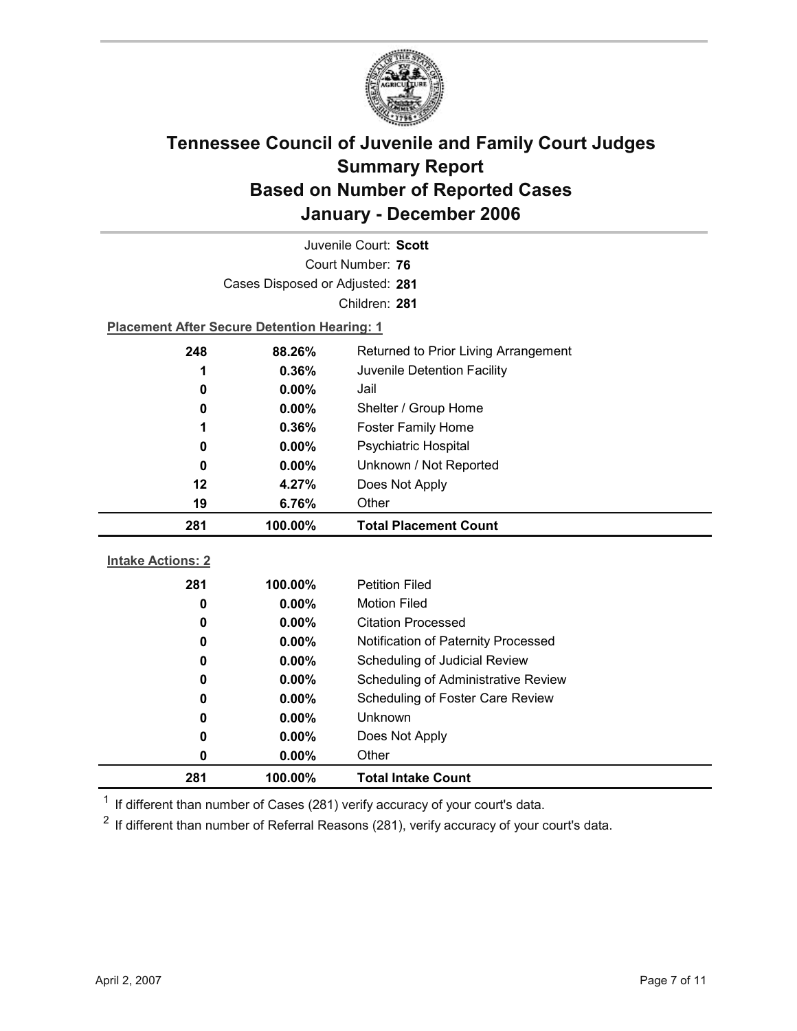# Tennessee Council of Juvenile and Family Court Judges Summary Report Based on Number of Reported Cases January - December 2006

Juvenile Court: **Scott**

Court Number: **76**

Cases Disposed or Adjusted: **281**

Children: **281**

**Placement After Secure Detention Hearing: 1**

| Count | Percent | Placement |
|---|---|---|
| 248 | 88.26% | Returned to Prior Living Arrangement |
| 1 | 0.36% | Juvenile Detention Facility |
| 0 | 0.00% | Jail |
| 0 | 0.00% | Shelter / Group Home |
| 1 | 0.36% | Foster Family Home |
| 0 | 0.00% | Psychiatric Hospital |
| 0 | 0.00% | Unknown / Not Reported |
| 12 | 4.27% | Does Not Apply |
| 19 | 6.76% | Other |
| **281** | **100.00%** | **Total Placement Count** |

**Intake Actions: 2**

| Count | Percent | Intake Action |
|---|---|---|
| 281 | 100.00% | Petition Filed |
| 0 | 0.00% | Motion Filed |
| 0 | 0.00% | Citation Processed |
| 0 | 0.00% | Notification of Paternity Processed |
| 0 | 0.00% | Scheduling of Judicial Review |
| 0 | 0.00% | Scheduling of Administrative Review |
| 0 | 0.00% | Scheduling of Foster Care Review |
| 0 | 0.00% | Unknown |
| 0 | 0.00% | Does Not Apply |
| 0 | 0.00% | Other |
| **281** | **100.00%** | **Total Intake Count** |

[1] If different than number of Cases (281) verify accuracy of your court's data.

[2] If different than number of Referral Reasons (281), verify accuracy of your court's data.

April 2, 2007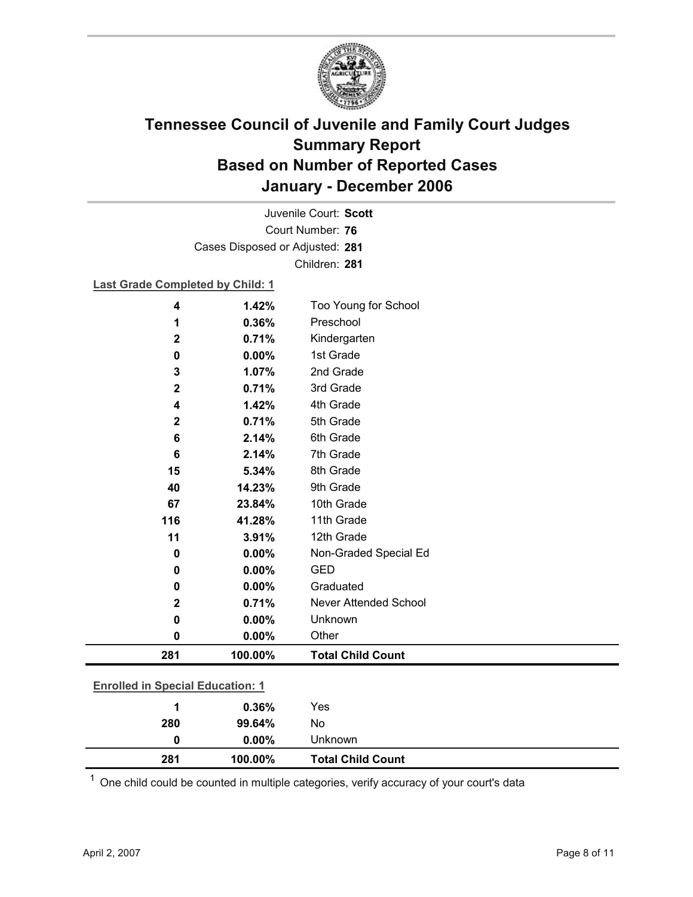# Tennessee Council of Juvenile and Family Court Judges
# Summary Report
# Based on Number of Reported Cases
# January - December 2006

Juvenile Court: **Scott**
Court Number: **76**
Cases Disposed or Adjusted: **281**
Children: **281**

**Last Grade Completed by Child: 1**

| | | |
|---|---|---|
| 4 | 1.42% | Too Young for School |
| 1 | 0.36% | Preschool |
| 2 | 0.71% | Kindergarten |
| 0 | 0.00% | 1st Grade |
| 3 | 1.07% | 2nd Grade |
| 2 | 0.71% | 3rd Grade |
| 4 | 1.42% | 4th Grade |
| 2 | 0.71% | 5th Grade |
| 6 | 2.14% | 6th Grade |
| 6 | 2.14% | 7th Grade |
| 15 | 5.34% | 8th Grade |
| 40 | 14.23% | 9th Grade |
| 67 | 23.84% | 10th Grade |
| 116 | 41.28% | 11th Grade |
| 11 | 3.91% | 12th Grade |
| 0 | 0.00% | Non-Graded Special Ed |
| 0 | 0.00% | GED |
| 0 | 0.00% | Graduated |
| 2 | 0.71% | Never Attended School |
| 0 | 0.00% | Unknown |
| 0 | 0.00% | Other |
| **281** | **100.00%** | **Total Child Count** |

**Enrolled in Special Education: 1**

| | | |
|---|---|---|
| 1 | 0.36% | Yes |
| 280 | 99.64% | No |
| 0 | 0.00% | Unknown |
| **281** | **100.00%** | **Total Child Count** |

[1] One child could be counted in multiple categories, verify accuracy of your court's data

April 2, 2007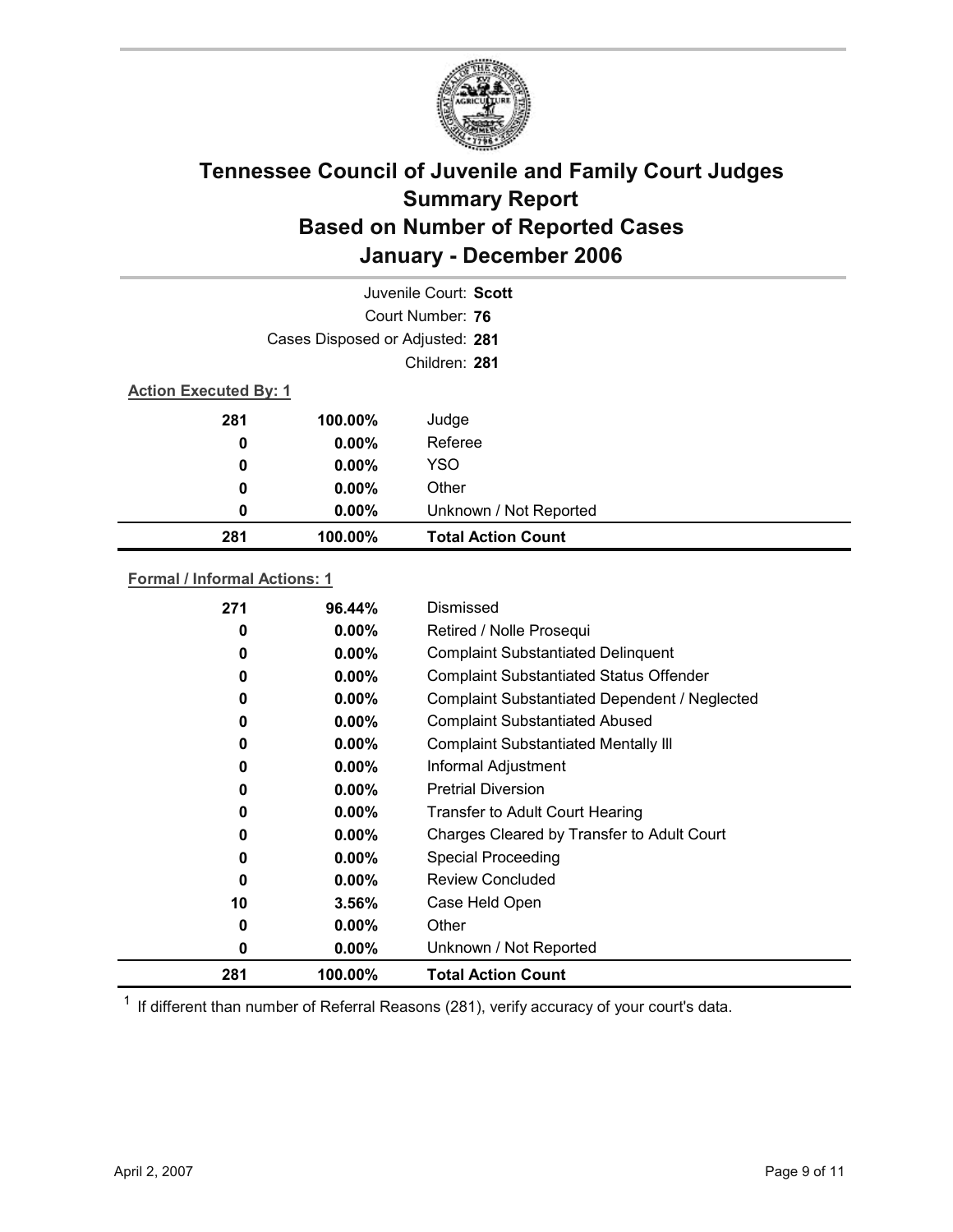# Tennessee Council of Juvenile and Family Court Judges
## Summary Report
## Based on Number of Reported Cases
## January - December 2006

Juvenile Court: **Scott**

Court Number: **76**

Cases Disposed or Adjusted: **281**

Children: **281**

**Action Executed By: 1**

| | | |
|---|---|---|
| 281 | 100.00% | Judge |
| 0 | 0.00% | Referee |
| 0 | 0.00% | YSO |
| 0 | 0.00% | Other |
| 0 | 0.00% | Unknown / Not Reported |
| **281** | **100.00%** | **Total Action Count** |

**Formal / Informal Actions: 1**

| | | |
|---|---|---|
| 271 | 96.44% | Dismissed |
| 0 | 0.00% | Retired / Nolle Prosequi |
| 0 | 0.00% | Complaint Substantiated Delinquent |
| 0 | 0.00% | Complaint Substantiated Status Offender |
| 0 | 0.00% | Complaint Substantiated Dependent / Neglected |
| 0 | 0.00% | Complaint Substantiated Abused |
| 0 | 0.00% | Complaint Substantiated Mentally Ill |
| 0 | 0.00% | Informal Adjustment |
| 0 | 0.00% | Pretrial Diversion |
| 0 | 0.00% | Transfer to Adult Court Hearing |
| 0 | 0.00% | Charges Cleared by Transfer to Adult Court |
| 0 | 0.00% | Special Proceeding |
| 0 | 0.00% | Review Concluded |
| 10 | 3.56% | Case Held Open |
| 0 | 0.00% | Other |
| 0 | 0.00% | Unknown / Not Reported |
| **281** | **100.00%** | **Total Action Count** |

[1] If different than number of Referral Reasons (281), verify accuracy of your court's data.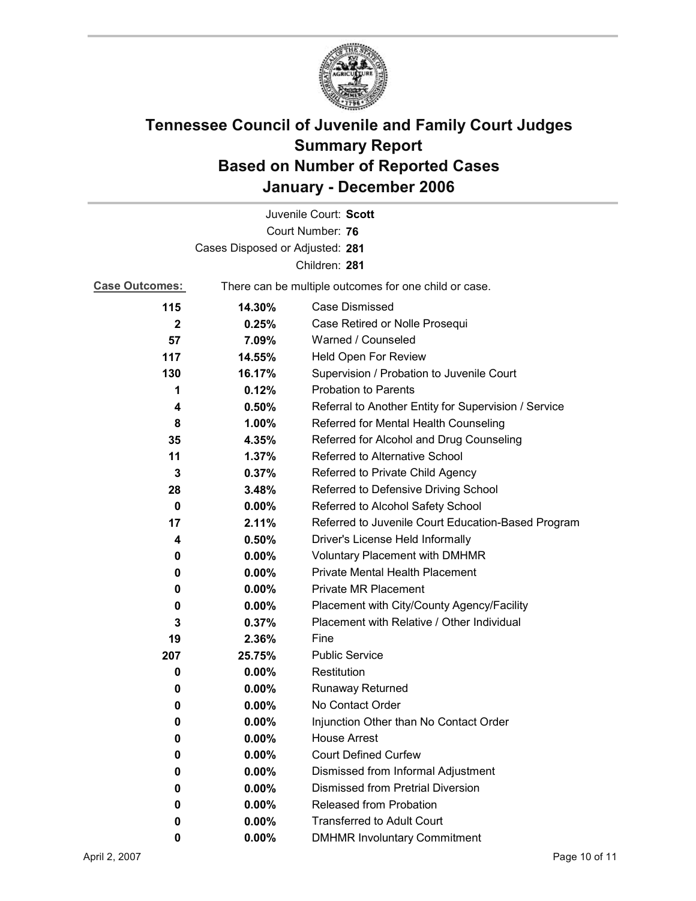# Tennessee Council of Juvenile and Family Court Judges
# Summary Report
# Based on Number of Reported Cases
# January - December 2006

Juvenile Court: **Scott**

Court Number: **76**

Cases Disposed or Adjusted: **281**

Children: **281**

**Case Outcomes:** There can be multiple outcomes for one child or case.

| | | |
|---|---|---|
| **115** | **14.30%** | Case Dismissed |
| **2** | **0.25%** | Case Retired or Nolle Prosequi |
| **57** | **7.09%** | Warned / Counseled |
| **117** | **14.55%** | Held Open For Review |
| **130** | **16.17%** | Supervision / Probation to Juvenile Court |
| **1** | **0.12%** | Probation to Parents |
| **4** | **0.50%** | Referral to Another Entity for Supervision / Service |
| **8** | **1.00%** | Referred for Mental Health Counseling |
| **35** | **4.35%** | Referred for Alcohol and Drug Counseling |
| **11** | **1.37%** | Referred to Alternative School |
| **3** | **0.37%** | Referred to Private Child Agency |
| **28** | **3.48%** | Referred to Defensive Driving School |
| **0** | **0.00%** | Referred to Alcohol Safety School |
| **17** | **2.11%** | Referred to Juvenile Court Education-Based Program |
| **4** | **0.50%** | Driver's License Held Informally |
| **0** | **0.00%** | Voluntary Placement with DMHMR |
| **0** | **0.00%** | Private Mental Health Placement |
| **0** | **0.00%** | Private MR Placement |
| **0** | **0.00%** | Placement with City/County Agency/Facility |
| **3** | **0.37%** | Placement with Relative / Other Individual |
| **19** | **2.36%** | Fine |
| **207** | **25.75%** | Public Service |
| **0** | **0.00%** | Restitution |
| **0** | **0.00%** | Runaway Returned |
| **0** | **0.00%** | No Contact Order |
| **0** | **0.00%** | Injunction Other than No Contact Order |
| **0** | **0.00%** | House Arrest |
| **0** | **0.00%** | Court Defined Curfew |
| **0** | **0.00%** | Dismissed from Informal Adjustment |
| **0** | **0.00%** | Dismissed from Pretrial Diversion |
| **0** | **0.00%** | Released from Probation |
| **0** | **0.00%** | Transferred to Adult Court |
| **0** | **0.00%** | DMHMR Involuntary Commitment |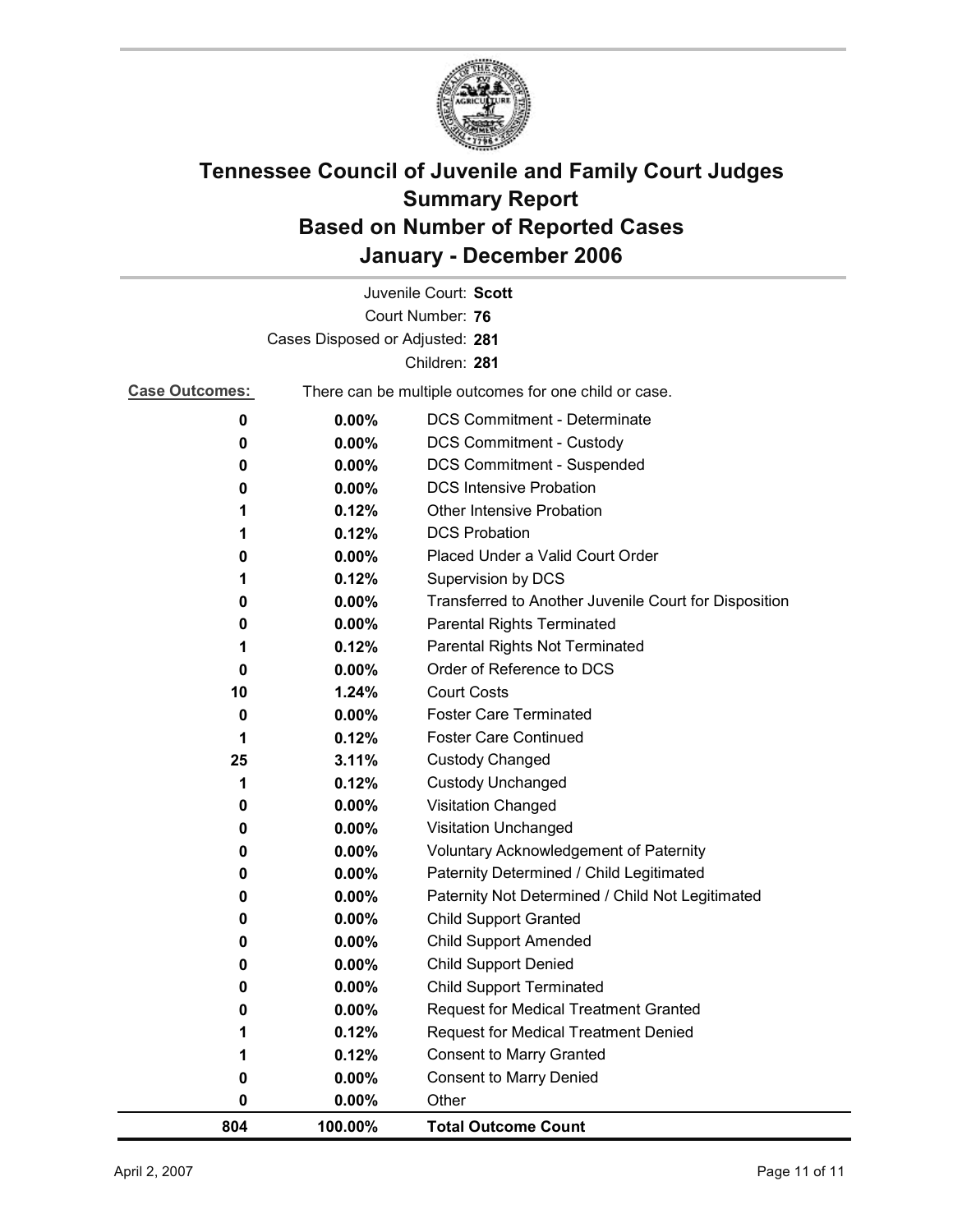# Tennessee Council of Juvenile and Family Court Judges
# Summary Report
# Based on Number of Reported Cases
# January - December 2006

Juvenile Court: **Scott**

Court Number: **76**

Cases Disposed or Adjusted: **281**

Children: **281**

**Case Outcomes:** There can be multiple outcomes for one child or case.

| | | |
|---|---|---|
| 0 | 0.00% | DCS Commitment - Determinate |
| 0 | 0.00% | DCS Commitment - Custody |
| 0 | 0.00% | DCS Commitment - Suspended |
| 0 | 0.00% | DCS Intensive Probation |
| 1 | 0.12% | Other Intensive Probation |
| 1 | 0.12% | DCS Probation |
| 0 | 0.00% | Placed Under a Valid Court Order |
| 1 | 0.12% | Supervision by DCS |
| 0 | 0.00% | Transferred to Another Juvenile Court for Disposition |
| 0 | 0.00% | Parental Rights Terminated |
| 1 | 0.12% | Parental Rights Not Terminated |
| 0 | 0.00% | Order of Reference to DCS |
| 10 | 1.24% | Court Costs |
| 0 | 0.00% | Foster Care Terminated |
| 1 | 0.12% | Foster Care Continued |
| 25 | 3.11% | Custody Changed |
| 1 | 0.12% | Custody Unchanged |
| 0 | 0.00% | Visitation Changed |
| 0 | 0.00% | Visitation Unchanged |
| 0 | 0.00% | Voluntary Acknowledgement of Paternity |
| 0 | 0.00% | Paternity Determined / Child Legitimated |
| 0 | 0.00% | Paternity Not Determined / Child Not Legitimated |
| 0 | 0.00% | Child Support Granted |
| 0 | 0.00% | Child Support Amended |
| 0 | 0.00% | Child Support Denied |
| 0 | 0.00% | Child Support Terminated |
| 0 | 0.00% | Request for Medical Treatment Granted |
| 1 | 0.12% | Request for Medical Treatment Denied |
| 1 | 0.12% | Consent to Marry Granted |
| 0 | 0.00% | Consent to Marry Denied |
| 0 | 0.00% | Other |
| **804** | **100.00%** | **Total Outcome Count** |

April 2, 2007